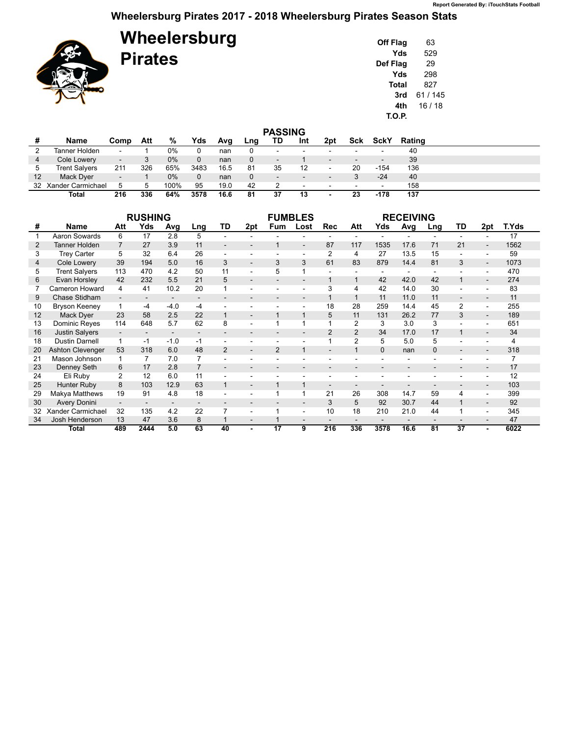Report Generated By: iTouchStats Football

# Wheelersburg Pirates 2017 - 2018 Wheelersburg Pirates Season Stats

## Wheelersburg Pirates

| | |
|---|---|
| Off Flag | 63 |
| Yds | 529 |
| Def Flag | 29 |
| Yds | 298 |
| Total | 827 |
| 3rd | 61 / 145 |
| 4th | 16 / 18 |
| T.O.P. | |

### PASSING

| # | Name | Comp | Att | % | Yds | Avg | Lng | TD | Int | 2pt | Sck | SckY | Rating |
|---|---|---|---|---|---|---|---|---|---|---|---|---|---|
| 2 | Tanner Holden | - | 1 | 0% | 0 | nan | 0 | - | - | - | - | - | 40 |
| 4 | Cole Lowery | - | 3 | 0% | 0 | nan | 0 | - | 1 | - | - | - | 39 |
| 5 | Trent Salyers | 211 | 326 | 65% | 3483 | 16.5 | 81 | 35 | 12 | - | 20 | -154 | 136 |
| 12 | Mack Dyer | - | 1 | 0% | 0 | nan | 0 | - | - | - | 3 | -24 | 40 |
| 32 | Xander Carmichael | 5 | 5 | 100% | 95 | 19.0 | 42 | 2 | - | - | - | - | 158 |
| | **Total** | **216** | **336** | **64%** | **3578** | **16.6** | **81** | **37** | **13** | **-** | **23** | **-178** | **137** |

### RUSHING / FUMBLES / RECEIVING

| | | RUSHING | | | | | | FUMBLES | | RECEIVING | | | | | | | |
|---|---|---|---|---|---|---|---|---|---|---|---|---|---|---|---|---|---|
| # | Name | Att | Yds | Avg | Lng | TD | 2pt | Fum | Lost | Rec | Att | Yds | Avg | Lng | TD | 2pt | T.Yds |
| 1 | Aaron Sowards | 6 | 17 | 2.8 | 5 | - | - | - | - | - | - | - | - | - | - | - | 17 |
| 2 | Tanner Holden | 7 | 27 | 3.9 | 11 | - | - | 1 | - | 87 | 117 | 1535 | 17.6 | 71 | 21 | - | 1562 |
| 3 | Trey Carter | 5 | 32 | 6.4 | 26 | - | - | - | - | 2 | 4 | 27 | 13.5 | 15 | - | - | 59 |
| 4 | Cole Lowery | 39 | 194 | 5.0 | 16 | 3 | - | 3 | 3 | 61 | 83 | 879 | 14.4 | 81 | 3 | - | 1073 |
| 5 | Trent Salyers | 113 | 470 | 4.2 | 50 | 11 | - | 5 | 1 | - | - | - | - | - | - | - | 470 |
| 6 | Evan Horsley | 42 | 232 | 5.5 | 21 | 5 | - | - | - | 1 | 1 | 42 | 42.0 | 42 | 1 | - | 274 |
| 7 | Cameron Howard | 4 | 41 | 10.2 | 20 | 1 | - | - | - | 3 | 4 | 42 | 14.0 | 30 | - | - | 83 |
| 9 | Chase Stidham | - | - | - | - | - | - | - | - | 1 | 1 | 11 | 11.0 | 11 | - | - | 11 |
| 10 | Bryson Keeney | 1 | -4 | -4.0 | -4 | - | - | - | - | 18 | 28 | 259 | 14.4 | 45 | 2 | - | 255 |
| 12 | Mack Dyer | 23 | 58 | 2.5 | 22 | 1 | - | 1 | 1 | 5 | 11 | 131 | 26.2 | 77 | 3 | - | 189 |
| 13 | Dominic Reyes | 114 | 648 | 5.7 | 62 | 8 | - | 1 | 1 | 1 | 2 | 3 | 3.0 | 3 | - | - | 651 |
| 16 | Justin Salyers | - | - | - | - | - | - | - | - | 2 | 2 | 34 | 17.0 | 17 | 1 | - | 34 |
| 18 | Dustin Darnell | 1 | -1 | -1.0 | -1 | - | - | - | - | 1 | 2 | 5 | 5.0 | 5 | - | - | 4 |
| 20 | Ashton Clevenger | 53 | 318 | 6.0 | 48 | 2 | - | 2 | 1 | - | 1 | 0 | nan | 0 | - | - | 318 |
| 21 | Mason Johnson | 1 | 7 | 7.0 | 7 | - | - | - | - | - | - | - | - | - | - | - | 7 |
| 23 | Denney Seth | 6 | 17 | 2.8 | 7 | - | - | - | - | - | - | - | - | - | - | - | 17 |
| 24 | Eli Ruby | 2 | 12 | 6.0 | 11 | - | - | - | - | - | - | - | - | - | - | - | 12 |
| 25 | Hunter Ruby | 8 | 103 | 12.9 | 63 | 1 | - | 1 | 1 | - | - | - | - | - | - | - | 103 |
| 29 | Makya Matthews | 19 | 91 | 4.8 | 18 | - | - | 1 | 1 | 21 | 26 | 308 | 14.7 | 59 | 4 | - | 399 |
| 30 | Avery Donini | - | - | - | - | - | - | - | - | 3 | 5 | 92 | 30.7 | 44 | 1 | - | 92 |
| 32 | Xander Carmichael | 32 | 135 | 4.2 | 22 | 7 | - | 1 | - | 10 | 18 | 210 | 21.0 | 44 | 1 | - | 345 |
| 34 | Josh Henderson | 13 | 47 | 3.6 | 8 | 1 | - | 1 | - | - | - | - | - | - | - | - | 47 |
| | **Total** | **489** | **2444** | **5.0** | **63** | **40** | **-** | **17** | **9** | **216** | **336** | **3578** | **16.6** | **81** | **37** | **-** | **6022** |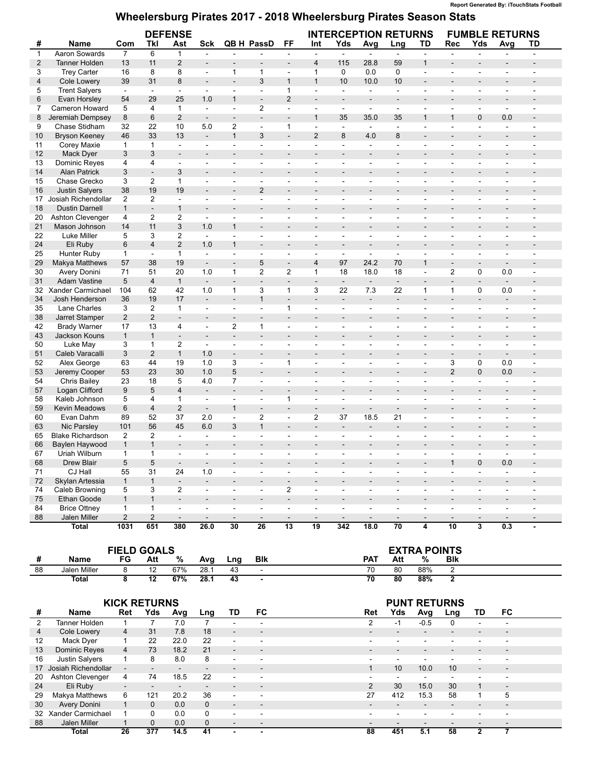Report Generated By: iTouchStats Football

# Wheelersburg Pirates 2017 - 2018 Wheelersburg Pirates Season Stats

| | | DEFENSE | | | | | | | INTERCEPTION RETURNS | | | | | FUMBLE RETURNS | | | |
|---|---|---|---|---|---|---|---|---|---|---|---|---|---|---|---|---|---|
| # | Name | Com | Tkl | Ast | Sck | QB H | PassD | FF | Int | Yds | Avg | Lng | TD | Rec | Yds | Avg | TD |
| 1 | Aaron Sowards | 7 | 6 | 1 | - | - | - | - | - | - | - | - | - | - | - | - | - |
| 2 | Tanner Holden | 13 | 11 | 2 | - | - | - | - | 4 | 115 | 28.8 | 59 | 1 | - | - | - | - |
| 3 | Trey Carter | 16 | 8 | 8 | - | 1 | 1 | - | 1 | 0 | 0.0 | 0 | - | - | - | - | - |
| 4 | Cole Lowery | 39 | 31 | 8 | - | - | 3 | 1 | 1 | 10 | 10.0 | 10 | - | - | - | - | - |
| 5 | Trent Salyers | - | - | - | - | - | - | 1 | - | - | - | - | - | - | - | - | - |
| 6 | Evan Horsley | 54 | 29 | 25 | 1.0 | 1 | - | 2 | - | - | - | - | - | - | - | - | - |
| 7 | Cameron Howard | 5 | 4 | 1 | - | - | 2 | - | - | - | - | - | - | - | - | - | - |
| 8 | Jeremiah Dempsey | 8 | 6 | 2 | - | - | - | - | 1 | 35 | 35.0 | 35 | 1 | 1 | 0 | 0.0 | - |
| 9 | Chase Stidham | 32 | 22 | 10 | 5.0 | 2 | - | 1 | - | - | - | - | - | - | - | - | - |
| 10 | Bryson Keeney | 46 | 33 | 13 | - | 1 | 3 | - | 2 | 8 | 4.0 | 8 | - | - | - | - | - |
| 11 | Corey Maxie | 1 | 1 | - | - | - | - | - | - | - | - | - | - | - | - | - | - |
| 12 | Mack Dyer | 3 | 3 | - | - | - | - | - | - | - | - | - | - | - | - | - | - |
| 13 | Dominic Reyes | 4 | 4 | - | - | - | - | - | - | - | - | - | - | - | - | - | - |
| 14 | Alan Patrick | 3 | - | 3 | - | - | - | - | - | - | - | - | - | - | - | - | - |
| 15 | Chase Grecko | 3 | 2 | 1 | - | - | - | - | - | - | - | - | - | - | - | - | - |
| 16 | Justin Salyers | 38 | 19 | 19 | - | - | 2 | - | - | - | - | - | - | - | - | - | - |
| 17 | Josiah Richendollar | 2 | 2 | - | - | - | - | - | - | - | - | - | - | - | - | - | - |
| 18 | Dustin Darnell | 1 | - | 1 | - | - | - | - | - | - | - | - | - | - | - | - | - |
| 20 | Ashton Clevenger | 4 | 2 | 2 | - | - | - | - | - | - | - | - | - | - | - | - | - |
| 21 | Mason Johnson | 14 | 11 | 3 | 1.0 | 1 | - | - | - | - | - | - | - | - | - | - | - |
| 22 | Luke Miller | 5 | 3 | 2 | - | - | - | - | - | - | - | - | - | - | - | - | - |
| 24 | Eli Ruby | 6 | 4 | 2 | 1.0 | 1 | - | - | - | - | - | - | - | - | - | - | - |
| 25 | Hunter Ruby | 1 | - | 1 | - | - | - | - | - | - | - | - | - | - | - | - | - |
| 29 | Makya Matthews | 57 | 38 | 19 | - | - | 5 | - | 4 | 97 | 24.2 | 70 | 1 | - | - | - | - |
| 30 | Avery Donini | 71 | 51 | 20 | 1.0 | 1 | 2 | 2 | 1 | 18 | 18.0 | 18 | - | 2 | 0 | 0.0 | - |
| 31 | Adam Vastine | 5 | 4 | 1 | - | - | - | - | - | - | - | - | - | - | - | - | - |
| 32 | Xander Carmichael | 104 | 62 | 42 | 1.0 | 1 | 3 | 1 | 3 | 22 | 7.3 | 22 | 1 | 1 | 0 | 0.0 | - |
| 34 | Josh Henderson | 36 | 19 | 17 | - | - | 1 | - | - | - | - | - | - | - | - | - | - |
| 35 | Lane Charles | 3 | 2 | 1 | - | - | - | 1 | - | - | - | - | - | - | - | - | - |
| 38 | Jarret Stamper | 2 | 2 | - | - | - | - | - | - | - | - | - | - | - | - | - | - |
| 42 | Brady Warner | 17 | 13 | 4 | - | 2 | 1 | - | - | - | - | - | - | - | - | - | - |
| 43 | Jackson Kouns | 1 | 1 | - | - | - | - | - | - | - | - | - | - | - | - | - | - |
| 50 | Luke May | 3 | 1 | 2 | - | - | - | - | - | - | - | - | - | - | - | - | - |
| 51 | Caleb Varacalli | 3 | 2 | 1 | 1.0 | - | - | - | - | - | - | - | - | - | - | - | - |
| 52 | Alex George | 63 | 44 | 19 | 1.0 | 3 | - | 1 | - | - | - | - | - | 3 | 0 | 0.0 | - |
| 53 | Jeremy Cooper | 53 | 23 | 30 | 1.0 | 5 | - | - | - | - | - | - | - | 2 | 0 | 0.0 | - |
| 54 | Chris Bailey | 23 | 18 | 5 | 4.0 | 7 | - | - | - | - | - | - | - | - | - | - | - |
| 57 | Logan Clifford | 9 | 5 | 4 | - | - | - | - | - | - | - | - | - | - | - | - | - |
| 58 | Kaleb Johnson | 5 | 4 | 1 | - | - | - | 1 | - | - | - | - | - | - | - | - | - |
| 59 | Kevin Meadows | 6 | 4 | 2 | - | 1 | - | - | - | - | - | - | - | - | - | - | - |
| 60 | Evan Dahm | 89 | 52 | 37 | 2.0 | - | 2 | - | 2 | 37 | 18.5 | 21 | - | - | - | - | - |
| 63 | Nic Parsley | 101 | 56 | 45 | 6.0 | 3 | 1 | - | - | - | - | - | - | - | - | - | - |
| 65 | Blake Richardson | 2 | 2 | - | - | - | - | - | - | - | - | - | - | - | - | - | - |
| 66 | Baylen Haywood | 1 | 1 | - | - | - | - | - | - | - | - | - | - | - | - | - | - |
| 67 | Uriah Wilburn | 1 | 1 | - | - | - | - | - | - | - | - | - | - | - | - | - | - |
| 68 | Drew Blair | 5 | 5 | - | - | - | - | - | - | - | - | - | - | 1 | 0 | 0.0 | - |
| 71 | CJ Hall | 55 | 31 | 24 | 1.0 | - | - | - | - | - | - | - | - | - | - | - | - |
| 72 | Skylan Artessia | 1 | 1 | - | - | - | - | - | - | - | - | - | - | - | - | - | - |
| 74 | Caleb Browning | 5 | 3 | 2 | - | - | - | 2 | - | - | - | - | - | - | - | - | - |
| 75 | Ethan Goode | 1 | 1 | - | - | - | - | - | - | - | - | - | - | - | - | - | - |
| 84 | Brice Ottney | 1 | 1 | - | - | - | - | - | - | - | - | - | - | - | - | - | - |
| 88 | Jalen Miller | 2 | 2 | - | - | - | - | - | - | - | - | - | - | - | - | - | - |
| | **Total** | **1031** | **651** | **380** | **26.0** | **30** | **26** | **13** | **19** | **342** | **18.0** | **70** | **4** | **10** | **3** | **0.3** | **-** |

| | | FIELD GOALS | | | | | | EXTRA POINTS | | | |
|---|---|---|---|---|---|---|---|---|---|---|---|
| # | Name | FG | Att | % | Avg | Lng | Blk | PAT | Att | % | Blk |
| 88 | Jalen Miller | 8 | 12 | 67% | 28.1 | 43 | - | 70 | 80 | 88% | 2 |
| | **Total** | **8** | **12** | **67%** | **28.1** | **43** | **-** | **70** | **80** | **88%** | **2** |

| | | KICK RETURNS | | | | | | PUNT RETURNS | | | | | |
|---|---|---|---|---|---|---|---|---|---|---|---|---|---|
| # | Name | Ret | Yds | Avg | Lng | TD | FC | Ret | Yds | Avg | Lng | TD | FC |
| 2 | Tanner Holden | 1 | 7 | 7.0 | 7 | - | - | 2 | -1 | -0.5 | 0 | - | - |
| 4 | Cole Lowery | 4 | 31 | 7.8 | 18 | - | - | - | - | - | - | - | - |
| 12 | Mack Dyer | 1 | 22 | 22.0 | 22 | - | - | - | - | - | - | - | - |
| 13 | Dominic Reyes | 4 | 73 | 18.2 | 21 | - | - | - | - | - | - | - | - |
| 16 | Justin Salyers | 1 | 8 | 8.0 | 8 | - | - | - | - | - | - | - | - |
| 17 | Josiah Richendollar | - | - | - | - | - | - | 1 | 10 | 10.0 | 10 | - | - |
| 20 | Ashton Clevenger | 4 | 74 | 18.5 | 22 | - | - | - | - | - | - | - | - |
| 24 | Eli Ruby | - | - | - | - | - | - | 2 | 30 | 15.0 | 30 | 1 | - |
| 29 | Makya Matthews | 6 | 121 | 20.2 | 36 | - | - | 27 | 412 | 15.3 | 58 | 1 | 5 |
| 30 | Avery Donini | 1 | 0 | 0.0 | 0 | - | - | - | - | - | - | - | - |
| 32 | Xander Carmichael | 1 | 0 | 0.0 | 0 | - | - | - | - | - | - | - | - |
| 88 | Jalen Miller | 1 | 0 | 0.0 | 0 | - | - | - | - | - | - | - | - |
| | **Total** | **26** | **377** | **14.5** | **41** | **-** | **-** | **88** | **451** | **5.1** | **58** | **2** | **7** |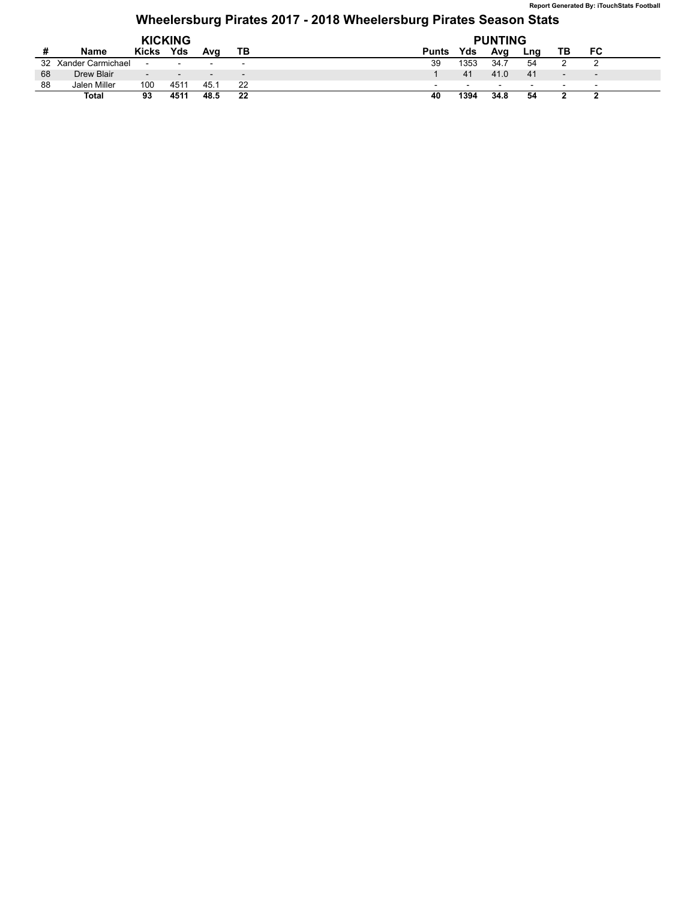# Wheelersburg Pirates 2017 - 2018 Wheelersburg Pirates Season Stats

| | | KICKING | | | | PUNTING | | | | | |
|---|---|---|---|---|---|---|---|---|---|---|---|
| # | Name | Kicks | Yds | Avg | TB | Punts | Yds | Avg | Lng | TB | FC |
| 32 | Xander Carmichael | - | - | - | - | 39 | 1353 | 34.7 | 54 | 2 | 2 |
| 68 | Drew Blair | - | - | - | - | 1 | 41 | 41.0 | 41 | - | - |
| 88 | Jalen Miller | 100 | 4511 | 45.1 | 22 | - | - | - | - | - | - |
| | **Total** | **93** | **4511** | **48.5** | **22** | **40** | **1394** | **34.8** | **54** | **2** | **2** |